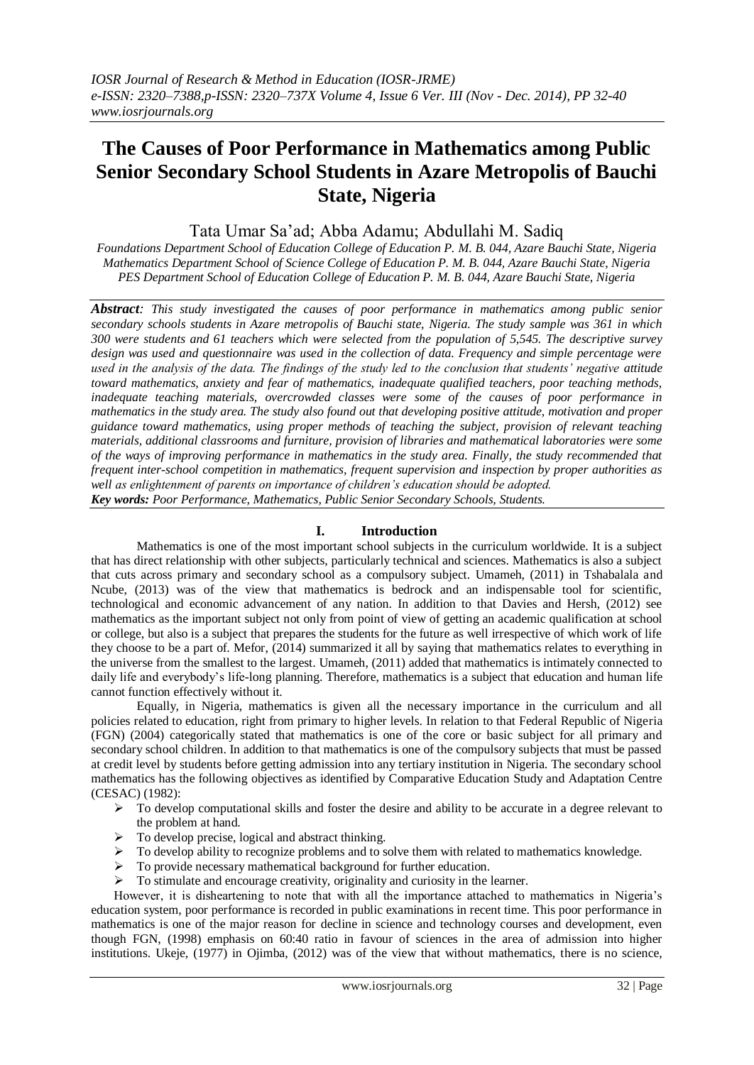# The Causes of Poor Performance in Mathematics among Public Senior Secondary School Students in Azare Metropolis of Bauchi State, Nigeria

Tata Umar Sa'ad; Abba Adamu; Abdullahi M. Sadiq

*Foundations Department School of Education College of Education P. M. B. 044, Azare Bauchi State, Nigeria*
*Mathematics Department School of Science College of Education P. M. B. 044, Azare Bauchi State, Nigeria*
*PES Department School of Education College of Education P. M. B. 044, Azare Bauchi State, Nigeria*

***Abstract**: This study investigated the causes of poor performance in mathematics among public senior secondary schools students in Azare metropolis of Bauchi state, Nigeria. The study sample was 361 in which 300 were students and 61 teachers which were selected from the population of 5,545. The descriptive survey design was used and questionnaire was used in the collection of data. Frequency and simple percentage were used in the analysis of the data. The findings of the study led to the conclusion that students' negative attitude toward mathematics, anxiety and fear of mathematics, inadequate qualified teachers, poor teaching methods, inadequate teaching materials, overcrowded classes were some of the causes of poor performance in mathematics in the study area. The study also found out that developing positive attitude, motivation and proper guidance toward mathematics, using proper methods of teaching the subject, provision of relevant teaching materials, additional classrooms and furniture, provision of libraries and mathematical laboratories were some of the ways of improving performance in mathematics in the study area. Finally, the study recommended that frequent inter-school competition in mathematics, frequent supervision and inspection by proper authorities as well as enlightenment of parents on importance of children's education should be adopted.*

***Key words:** Poor Performance, Mathematics, Public Senior Secondary Schools, Students.*

## I. Introduction

Mathematics is one of the most important school subjects in the curriculum worldwide. It is a subject that has direct relationship with other subjects, particularly technical and sciences. Mathematics is also a subject that cuts across primary and secondary school as a compulsory subject. Umameh, (2011) in Tshabalala and Ncube, (2013) was of the view that mathematics is bedrock and an indispensable tool for scientific, technological and economic advancement of any nation. In addition to that Davies and Hersh, (2012) see mathematics as the important subject not only from point of view of getting an academic qualification at school or college, but also is a subject that prepares the students for the future as well irrespective of which work of life they choose to be a part of. Mefor, (2014) summarized it all by saying that mathematics relates to everything in the universe from the smallest to the largest. Umameh, (2011) added that mathematics is intimately connected to daily life and everybody's life-long planning. Therefore, mathematics is a subject that education and human life cannot function effectively without it.

Equally, in Nigeria, mathematics is given all the necessary importance in the curriculum and all policies related to education, right from primary to higher levels. In relation to that Federal Republic of Nigeria (FGN) (2004) categorically stated that mathematics is one of the core or basic subject for all primary and secondary school children. In addition to that mathematics is one of the compulsory subjects that must be passed at credit level by students before getting admission into any tertiary institution in Nigeria. The secondary school mathematics has the following objectives as identified by Comparative Education Study and Adaptation Centre (CESAC) (1982):

- To develop computational skills and foster the desire and ability to be accurate in a degree relevant to the problem at hand.
- To develop precise, logical and abstract thinking.
- To develop ability to recognize problems and to solve them with related to mathematics knowledge.
- To provide necessary mathematical background for further education.
- To stimulate and encourage creativity, originality and curiosity in the learner.

However, it is disheartening to note that with all the importance attached to mathematics in Nigeria's education system, poor performance is recorded in public examinations in recent time. This poor performance in mathematics is one of the major reason for decline in science and technology courses and development, even though FGN, (1998) emphasis on 60:40 ratio in favour of sciences in the area of admission into higher institutions. Ukeje, (1977) in Ojimba, (2012) was of the view that without mathematics, there is no science,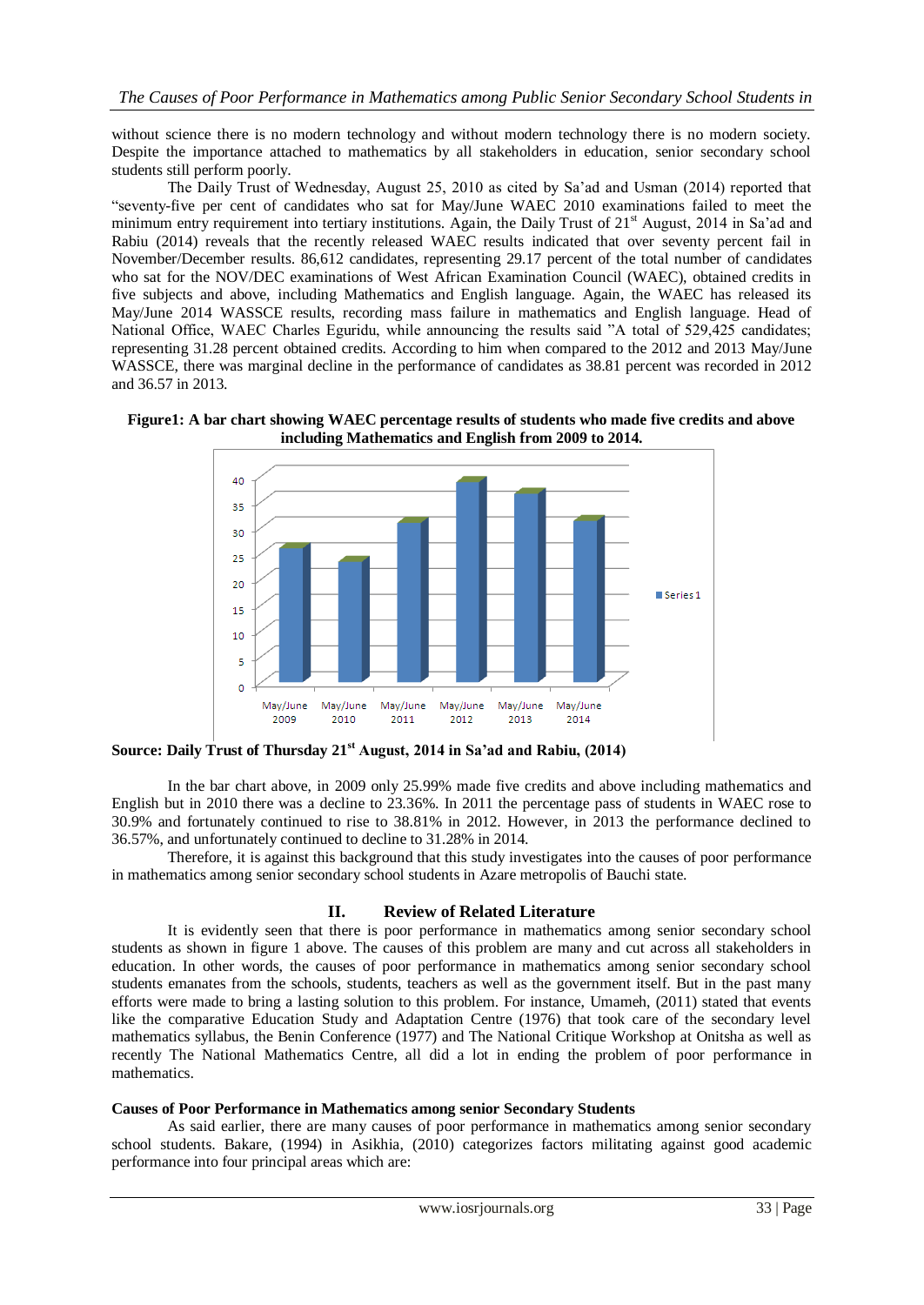without science there is no modern technology and without modern technology there is no modern society. Despite the importance attached to mathematics by all stakeholders in education, senior secondary school students still perform poorly.

The Daily Trust of Wednesday, August 25, 2010 as cited by Sa'ad and Usman (2014) reported that "seventy-five per cent of candidates who sat for May/June WAEC 2010 examinations failed to meet the minimum entry requirement into tertiary institutions. Again, the Daily Trust of 21st August, 2014 in Sa'ad and Rabiu (2014) reveals that the recently released WAEC results indicated that over seventy percent fail in November/December results. 86,612 candidates, representing 29.17 percent of the total number of candidates who sat for the NOV/DEC examinations of West African Examination Council (WAEC), obtained credits in five subjects and above, including Mathematics and English language. Again, the WAEC has released its May/June 2014 WASSCE results, recording mass failure in mathematics and English language. Head of National Office, WAEC Charles Eguridu, while announcing the results said "A total of 529,425 candidates; representing 31.28 percent obtained credits. According to him when compared to the 2012 and 2013 May/June WASSCE, there was marginal decline in the performance of candidates as 38.81 percent was recorded in 2012 and 36.57 in 2013.

**Figure1: A bar chart showing WAEC percentage results of students who made five credits and above including Mathematics and English from 2009 to 2014.**

**Source: Daily Trust of Thursday 21st August, 2014 in Sa'ad and Rabiu, (2014)**

In the bar chart above, in 2009 only 25.99% made five credits and above including mathematics and English but in 2010 there was a decline to 23.36%. In 2011 the percentage pass of students in WAEC rose to 30.9% and fortunately continued to rise to 38.81% in 2012. However, in 2013 the performance declined to 36.57%, and unfortunately continued to decline to 31.28% in 2014.

Therefore, it is against this background that this study investigates into the causes of poor performance in mathematics among senior secondary school students in Azare metropolis of Bauchi state.

## II. Review of Related Literature

It is evidently seen that there is poor performance in mathematics among senior secondary school students as shown in figure 1 above. The causes of this problem are many and cut across all stakeholders in education. In other words, the causes of poor performance in mathematics among senior secondary school students emanates from the schools, students, teachers as well as the government itself. But in the past many efforts were made to bring a lasting solution to this problem. For instance, Umameh, (2011) stated that events like the comparative Education Study and Adaptation Centre (1976) that took care of the secondary level mathematics syllabus, the Benin Conference (1977) and The National Critique Workshop at Onitsha as well as recently The National Mathematics Centre, all did a lot in ending the problem of poor performance in mathematics.

### Causes of Poor Performance in Mathematics among senior Secondary Students

As said earlier, there are many causes of poor performance in mathematics among senior secondary school students. Bakare, (1994) in Asikhia, (2010) categorizes factors militating against good academic performance into four principal areas which are: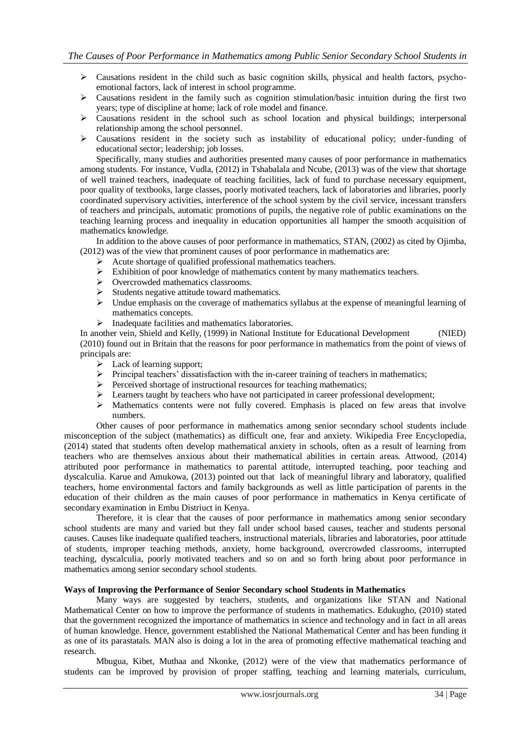- Causations resident in the child such as basic cognition skills, physical and health factors, psycho-emotional factors, lack of interest in school programme.
- Causations resident in the family such as cognition stimulation/basic intuition during the first two years; type of discipline at home; lack of role model and finance.
- Causations resident in the school such as school location and physical buildings; interpersonal relationship among the school personnel.
- Causations resident in the society such as instability of educational policy; under-funding of educational sector; leadership; job losses.

Specifically, many studies and authorities presented many causes of poor performance in mathematics among students. For instance, Vudla, (2012) in Tshabalala and Ncube, (2013) was of the view that shortage of well trained teachers, inadequate of teaching facilities, lack of fund to purchase necessary equipment, poor quality of textbooks, large classes, poorly motivated teachers, lack of laboratories and libraries, poorly coordinated supervisory activities, interference of the school system by the civil service, incessant transfers of teachers and principals, automatic promotions of pupils, the negative role of public examinations on the teaching learning process and inequality in education opportunities all hamper the smooth acquisition of mathematics knowledge.

In addition to the above causes of poor performance in mathematics, STAN, (2002) as cited by Ojimba, (2012) was of the view that prominent causes of poor performance in mathematics are:

- Acute shortage of qualified professional mathematics teachers.
- Exhibition of poor knowledge of mathematics content by many mathematics teachers.
- Overcrowded mathematics classrooms.
- Students negative attitude toward mathematics.
- Undue emphasis on the coverage of mathematics syllabus at the expense of meaningful learning of mathematics concepts.
- Inadequate facilities and mathematics laboratories.

In another vein, Shield and Kelly, (1999) in National Institute for Educational Development (NIED) (2010) found out in Britain that the reasons for poor performance in mathematics from the point of views of principals are:

- Lack of learning support;
- Principal teachers' dissatisfaction with the in-career training of teachers in mathematics;
- Perceived shortage of instructional resources for teaching mathematics;
- Learners taught by teachers who have not participated in career professional development;
- Mathematics contents were not fully covered. Emphasis is placed on few areas that involve numbers.

Other causes of poor performance in mathematics among senior secondary school students include misconception of the subject (mathematics) as difficult one, fear and anxiety. Wikipedia Free Encyclopedia, (2014) stated that students often develop mathematical anxiety in schools, often as a result of learning from teachers who are themselves anxious about their mathematical abilities in certain areas. Attwood, (2014) attributed poor performance in mathematics to parental attitude, interrupted teaching, poor teaching and dyscalculia. Karue and Amukowa, (2013) pointed out that lack of meaningful library and laboratory, qualified teachers, home environmental factors and family backgrounds as well as little participation of parents in the education of their children as the main causes of poor performance in mathematics in Kenya certificate of secondary examination in Embu Distriuct in Kenya.

Therefore, it is clear that the causes of poor performance in mathematics among senior secondary school students are many and varied but they fall under school based causes, teacher and students personal causes. Causes like inadequate qualified teachers, instructional materials, libraries and laboratories, poor attitude of students, improper teaching methods, anxiety, home background, overcrowded classrooms, interrupted teaching, dyscalculia, poorly motivated teachers and so on and so forth bring about poor performance in mathematics among senior secondary school students.

**Ways of Improving the Performance of Senior Secondary school Students in Mathematics**

Many ways are suggested by teachers, students, and organizations like STAN and National Mathematical Center on how to improve the performance of students in mathematics. Edukugho, (2010) stated that the government recognized the importance of mathematics in science and technology and in fact in all areas of human knowledge. Hence, government established the National Mathematical Center and has been funding it as one of its parastatals. MAN also is doing a lot in the area of promoting effective mathematical teaching and research.

Mbugua, Kibet, Muthaa and Nkonke, (2012) were of the view that mathematics performance of students can be improved by provision of proper staffing, teaching and learning materials, curriculum,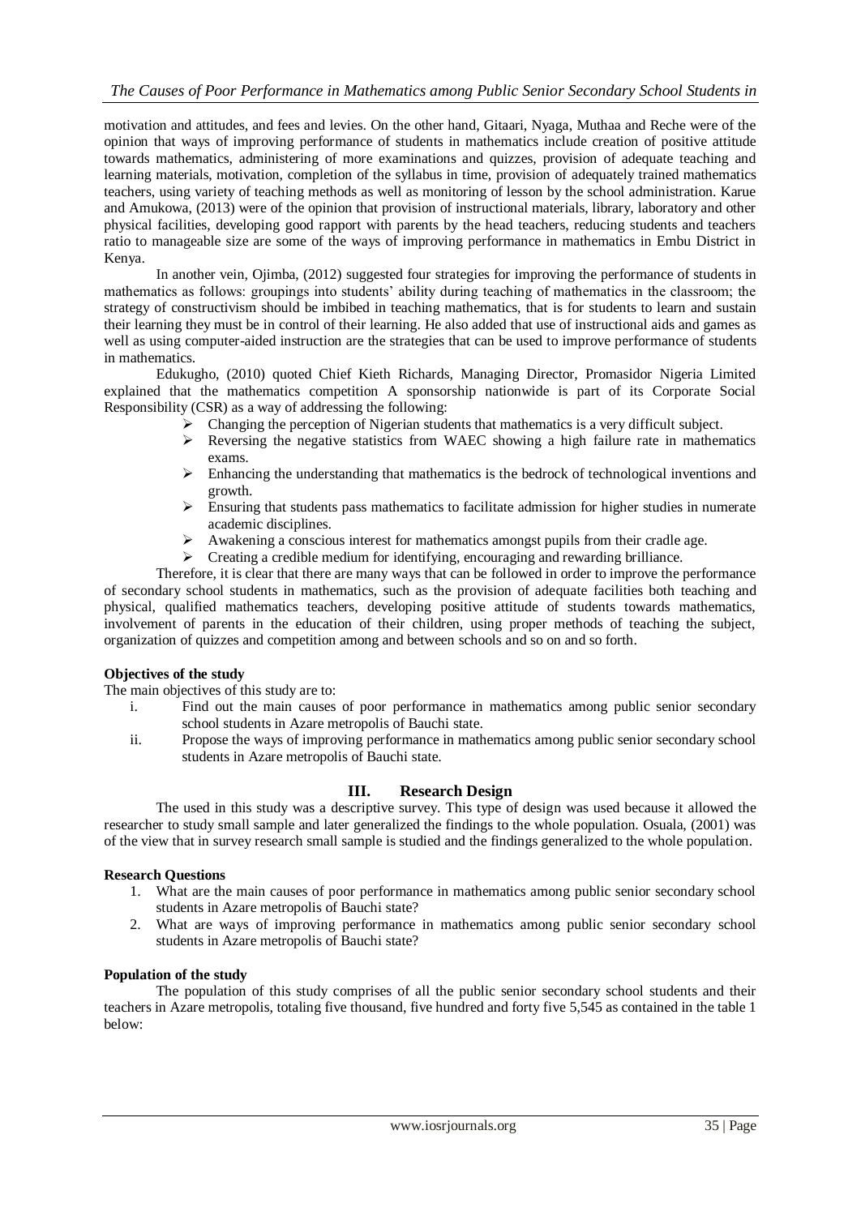motivation and attitudes, and fees and levies. On the other hand, Gitaari, Nyaga, Muthaa and Reche were of the opinion that ways of improving performance of students in mathematics include creation of positive attitude towards mathematics, administering of more examinations and quizzes, provision of adequate teaching and learning materials, motivation, completion of the syllabus in time, provision of adequately trained mathematics teachers, using variety of teaching methods as well as monitoring of lesson by the school administration. Karue and Amukowa, (2013) were of the opinion that provision of instructional materials, library, laboratory and other physical facilities, developing good rapport with parents by the head teachers, reducing students and teachers ratio to manageable size are some of the ways of improving performance in mathematics in Embu District in Kenya.

In another vein, Ojimba, (2012) suggested four strategies for improving the performance of students in mathematics as follows: groupings into students' ability during teaching of mathematics in the classroom; the strategy of constructivism should be imbibed in teaching mathematics, that is for students to learn and sustain their learning they must be in control of their learning. He also added that use of instructional aids and games as well as using computer-aided instruction are the strategies that can be used to improve performance of students in mathematics.

Edukugho, (2010) quoted Chief Kieth Richards, Managing Director, Promasidor Nigeria Limited explained that the mathematics competition A sponsorship nationwide is part of its Corporate Social Responsibility (CSR) as a way of addressing the following:

- Changing the perception of Nigerian students that mathematics is a very difficult subject.
- Reversing the negative statistics from WAEC showing a high failure rate in mathematics exams.
- Enhancing the understanding that mathematics is the bedrock of technological inventions and growth.
- Ensuring that students pass mathematics to facilitate admission for higher studies in numerate academic disciplines.
- Awakening a conscious interest for mathematics amongst pupils from their cradle age.
- Creating a credible medium for identifying, encouraging and rewarding brilliance.

Therefore, it is clear that there are many ways that can be followed in order to improve the performance of secondary school students in mathematics, such as the provision of adequate facilities both teaching and physical, qualified mathematics teachers, developing positive attitude of students towards mathematics, involvement of parents in the education of their children, using proper methods of teaching the subject, organization of quizzes and competition among and between schools and so on and so forth.

**Objectives of the study**

The main objectives of this study are to:

i. Find out the main causes of poor performance in mathematics among public senior secondary school students in Azare metropolis of Bauchi state.
ii. Propose the ways of improving performance in mathematics among public senior secondary school students in Azare metropolis of Bauchi state.

## III. Research Design

The used in this study was a descriptive survey. This type of design was used because it allowed the researcher to study small sample and later generalized the findings to the whole population. Osuala, (2001) was of the view that in survey research small sample is studied and the findings generalized to the whole population.

**Research Questions**

1. What are the main causes of poor performance in mathematics among public senior secondary school students in Azare metropolis of Bauchi state?
2. What are ways of improving performance in mathematics among public senior secondary school students in Azare metropolis of Bauchi state?

**Population of the study**

The population of this study comprises of all the public senior secondary school students and their teachers in Azare metropolis, totaling five thousand, five hundred and forty five 5,545 as contained in the table 1 below: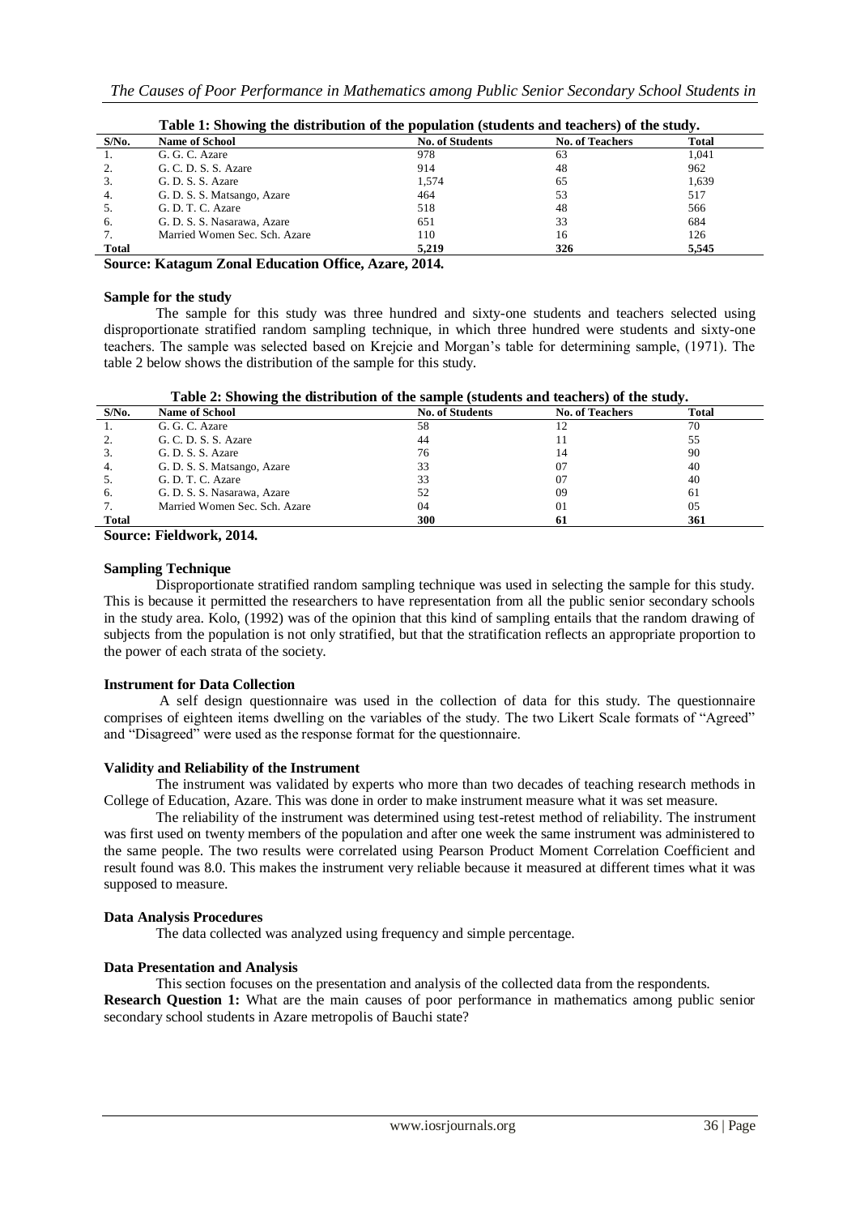**Table 1: Showing the distribution of the population (students and teachers) of the study.**

| S/No. | Name of School | No. of Students | No. of Teachers | Total |
|---|---|---|---|---|
| 1. | G. G. C. Azare | 978 | 63 | 1,041 |
| 2. | G. C. D. S. S. Azare | 914 | 48 | 962 |
| 3. | G. D. S. S. Azare | 1,574 | 65 | 1,639 |
| 4. | G. D. S. S. Matsango, Azare | 464 | 53 | 517 |
| 5. | G. D. T. C. Azare | 518 | 48 | 566 |
| 6. | G. D. S. S. Nasarawa, Azare | 651 | 33 | 684 |
| 7. | Married Women Sec. Sch. Azare | 110 | 16 | 126 |
| **Total** | | **5,219** | **326** | **5,545** |

**Source: Katagum Zonal Education Office, Azare, 2014.**

### Sample for the study

The sample for this study was three hundred and sixty-one students and teachers selected using disproportionate stratified random sampling technique, in which three hundred were students and sixty-one teachers. The sample was selected based on Krejcie and Morgan's table for determining sample, (1971). The table 2 below shows the distribution of the sample for this study.

**Table 2: Showing the distribution of the sample (students and teachers) of the study.**

| S/No. | Name of School | No. of Students | No. of Teachers | Total |
|---|---|---|---|---|
| 1. | G. G. C. Azare | 58 | 12 | 70 |
| 2. | G. C. D. S. S. Azare | 44 | 11 | 55 |
| 3. | G. D. S. S. Azare | 76 | 14 | 90 |
| 4. | G. D. S. S. Matsango, Azare | 33 | 07 | 40 |
| 5. | G. D. T. C. Azare | 33 | 07 | 40 |
| 6. | G. D. S. S. Nasarawa, Azare | 52 | 09 | 61 |
| 7. | Married Women Sec. Sch. Azare | 04 | 01 | 05 |
| **Total** | | **300** | **61** | **361** |

**Source: Fieldwork, 2014.**

### Sampling Technique

Disproportionate stratified random sampling technique was used in selecting the sample for this study. This is because it permitted the researchers to have representation from all the public senior secondary schools in the study area. Kolo, (1992) was of the opinion that this kind of sampling entails that the random drawing of subjects from the population is not only stratified, but that the stratification reflects an appropriate proportion to the power of each strata of the society.

### Instrument for Data Collection

A self design questionnaire was used in the collection of data for this study. The questionnaire comprises of eighteen items dwelling on the variables of the study. The two Likert Scale formats of "Agreed" and "Disagreed" were used as the response format for the questionnaire.

### Validity and Reliability of the Instrument

The instrument was validated by experts who more than two decades of teaching research methods in College of Education, Azare. This was done in order to make instrument measure what it was set measure.

The reliability of the instrument was determined using test-retest method of reliability. The instrument was first used on twenty members of the population and after one week the same instrument was administered to the same people. The two results were correlated using Pearson Product Moment Correlation Coefficient and result found was 8.0. This makes the instrument very reliable because it measured at different times what it was supposed to measure.

### Data Analysis Procedures

The data collected was analyzed using frequency and simple percentage.

### Data Presentation and Analysis

This section focuses on the presentation and analysis of the collected data from the respondents.

**Research Question 1:** What are the main causes of poor performance in mathematics among public senior secondary school students in Azare metropolis of Bauchi state?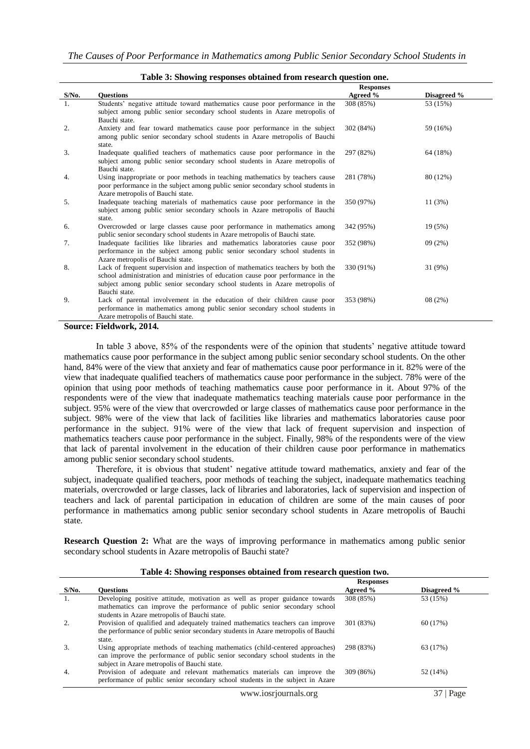**Table 3: Showing responses obtained from research question one.**

| S/No. | Questions | Responses | |
|---|---|---|---|
| | | Agreed % | Disagreed % |
| 1. | Students' negative attitude toward mathematics cause poor performance in the subject among public senior secondary school students in Azare metropolis of Bauchi state. | 308 (85%) | 53 (15%) |
| 2. | Anxiety and fear toward mathematics cause poor performance in the subject among public senior secondary school students in Azare metropolis of Bauchi state. | 302 (84%) | 59 (16%) |
| 3. | Inadequate qualified teachers of mathematics cause poor performance in the subject among public senior secondary school students in Azare metropolis of Bauchi state. | 297 (82%) | 64 (18%) |
| 4. | Using inappropriate or poor methods in teaching mathematics by teachers cause poor performance in the subject among public senior secondary school students in Azare metropolis of Bauchi state. | 281 (78%) | 80 (12%) |
| 5. | Inadequate teaching materials of mathematics cause poor performance in the subject among public senior secondary schools in Azare metropolis of Bauchi state. | 350 (97%) | 11 (3%) |
| 6. | Overcrowded or large classes cause poor performance in mathematics among public senior secondary school students in Azare metropolis of Bauchi state. | 342 (95%) | 19 (5%) |
| 7. | Inadequate facilities like libraries and mathematics laboratories cause poor performance in the subject among public senior secondary school students in Azare metropolis of Bauchi state. | 352 (98%) | 09 (2%) |
| 8. | Lack of frequent supervision and inspection of mathematics teachers by both the school administration and ministries of education cause poor performance in the subject among public senior secondary school students in Azare metropolis of Bauchi state. | 330 (91%) | 31 (9%) |
| 9. | Lack of parental involvement in the education of their children cause poor performance in mathematics among public senior secondary school students in Azare metropolis of Bauchi state. | 353 (98%) | 08 (2%) |

**Source: Fieldwork, 2014.**

In table 3 above, 85% of the respondents were of the opinion that students' negative attitude toward mathematics cause poor performance in the subject among public senior secondary school students. On the other hand, 84% were of the view that anxiety and fear of mathematics cause poor performance in it. 82% were of the view that inadequate qualified teachers of mathematics cause poor performance in the subject. 78% were of the opinion that using poor methods of teaching mathematics cause poor performance in it. About 97% of the respondents were of the view that inadequate mathematics teaching materials cause poor performance in the subject. 95% were of the view that overcrowded or large classes of mathematics cause poor performance in the subject. 98% were of the view that lack of facilities like libraries and mathematics laboratories cause poor performance in the subject. 91% were of the view that lack of frequent supervision and inspection of mathematics teachers cause poor performance in the subject. Finally, 98% of the respondents were of the view that lack of parental involvement in the education of their children cause poor performance in mathematics among public senior secondary school students.

Therefore, it is obvious that student' negative attitude toward mathematics, anxiety and fear of the subject, inadequate qualified teachers, poor methods of teaching the subject, inadequate mathematics teaching materials, overcrowded or large classes, lack of libraries and laboratories, lack of supervision and inspection of teachers and lack of parental participation in education of children are some of the main causes of poor performance in mathematics among public senior secondary school students in Azare metropolis of Bauchi state.

**Research Question 2:** What are the ways of improving performance in mathematics among public senior secondary school students in Azare metropolis of Bauchi state?

**Table 4: Showing responses obtained from research question two.**

| S/No. | Questions | Responses | |
|---|---|---|---|
| | | Agreed % | Disagreed % |
| 1. | Developing positive attitude, motivation as well as proper guidance towards mathematics can improve the performance of public senior secondary school students in Azare metropolis of Bauchi state. | 308 (85%) | 53 (15%) |
| 2. | Provision of qualified and adequately trained mathematics teachers can improve the performance of public senior secondary school students in Azare metropolis of Bauchi state. | 301 (83%) | 60 (17%) |
| 3. | Using appropriate methods of teaching mathematics (child-centered approaches) can improve the performance of public senior secondary school students in the subject in Azare metropolis of Bauchi state. | 298 (83%) | 63 (17%) |
| 4. | Provision of adequate and relevant mathematics materials can improve the performance of public senior secondary school students in the subject in Azare | 309 (86%) | 52 (14%) |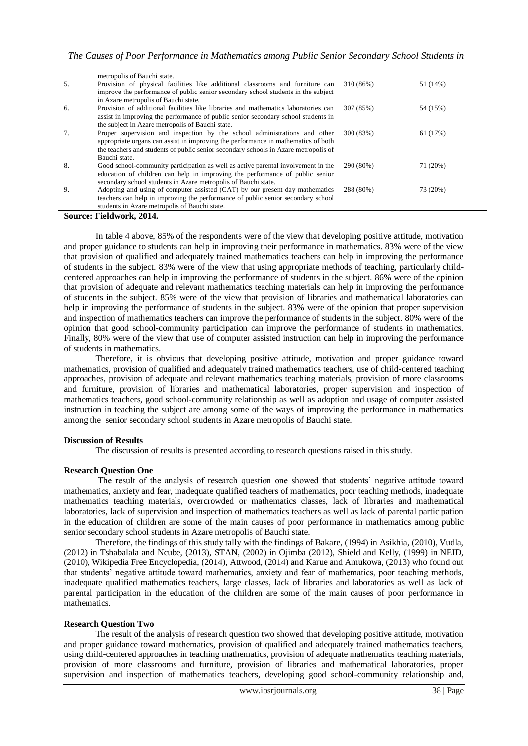| | | | |
|---|---|---|---|
| | metropolis of Bauchi state. | | |
| 5. | Provision of physical facilities like additional classrooms and furniture can improve the performance of public senior secondary school students in the subject in Azare metropolis of Bauchi state. | 310 (86%) | 51 (14%) |
| 6. | Provision of additional facilities like libraries and mathematics laboratories can assist in improving the performance of public senior secondary school students in the subject in Azare metropolis of Bauchi state. | 307 (85%) | 54 (15%) |
| 7. | Proper supervision and inspection by the school administrations and other appropriate organs can assist in improving the performance in mathematics of both the teachers and students of public senior secondary schools in Azare metropolis of Bauchi state. | 300 (83%) | 61 (17%) |
| 8. | Good school-community participation as well as active parental involvement in the education of children can help in improving the performance of public senior secondary school students in Azare metropolis of Bauchi state. | 290 (80%) | 71 (20%) |
| 9. | Adopting and using of computer assisted (CAT) by our present day mathematics teachers can help in improving the performance of public senior secondary school students in Azare metropolis of Bauchi state. | 288 (80%) | 73 (20%) |

**Source: Fieldwork, 2014.**

In table 4 above, 85% of the respondents were of the view that developing positive attitude, motivation and proper guidance to students can help in improving their performance in mathematics. 83% were of the view that provision of qualified and adequately trained mathematics teachers can help in improving the performance of students in the subject. 83% were of the view that using appropriate methods of teaching, particularly child-centered approaches can help in improving the performance of students in the subject. 86% were of the opinion that provision of adequate and relevant mathematics teaching materials can help in improving the performance of students in the subject. 85% were of the view that provision of libraries and mathematical laboratories can help in improving the performance of students in the subject. 83% were of the opinion that proper supervision and inspection of mathematics teachers can improve the performance of students in the subject. 80% were of the opinion that good school-community participation can improve the performance of students in mathematics. Finally, 80% were of the view that use of computer assisted instruction can help in improving the performance of students in mathematics.

Therefore, it is obvious that developing positive attitude, motivation and proper guidance toward mathematics, provision of qualified and adequately trained mathematics teachers, use of child-centered teaching approaches, provision of adequate and relevant mathematics teaching materials, provision of more classrooms and furniture, provision of libraries and mathematical laboratories, proper supervision and inspection of mathematics teachers, good school-community relationship as well as adoption and usage of computer assisted instruction in teaching the subject are among some of the ways of improving the performance in mathematics among the senior secondary school students in Azare metropolis of Bauchi state.

**Discussion of Results**

The discussion of results is presented according to research questions raised in this study.

**Research Question One**

The result of the analysis of research question one showed that students' negative attitude toward mathematics, anxiety and fear, inadequate qualified teachers of mathematics, poor teaching methods, inadequate mathematics teaching materials, overcrowded or mathematics classes, lack of libraries and mathematical laboratories, lack of supervision and inspection of mathematics teachers as well as lack of parental participation in the education of children are some of the main causes of poor performance in mathematics among public senior secondary school students in Azare metropolis of Bauchi state.

Therefore, the findings of this study tally with the findings of Bakare, (1994) in Asikhia, (2010), Vudla, (2012) in Tshabalala and Ncube, (2013), STAN, (2002) in Ojimba (2012), Shield and Kelly, (1999) in NEID, (2010), Wikipedia Free Encyclopedia, (2014), Attwood, (2014) and Karue and Amukowa, (2013) who found out that students' negative attitude toward mathematics, anxiety and fear of mathematics, poor teaching methods, inadequate qualified mathematics teachers, large classes, lack of libraries and laboratories as well as lack of parental participation in the education of the children are some of the main causes of poor performance in mathematics.

**Research Question Two**

The result of the analysis of research question two showed that developing positive attitude, motivation and proper guidance toward mathematics, provision of qualified and adequately trained mathematics teachers, using child-centered approaches in teaching mathematics, provision of adequate mathematics teaching materials, provision of more classrooms and furniture, provision of libraries and mathematical laboratories, proper supervision and inspection of mathematics teachers, developing good school-community relationship and,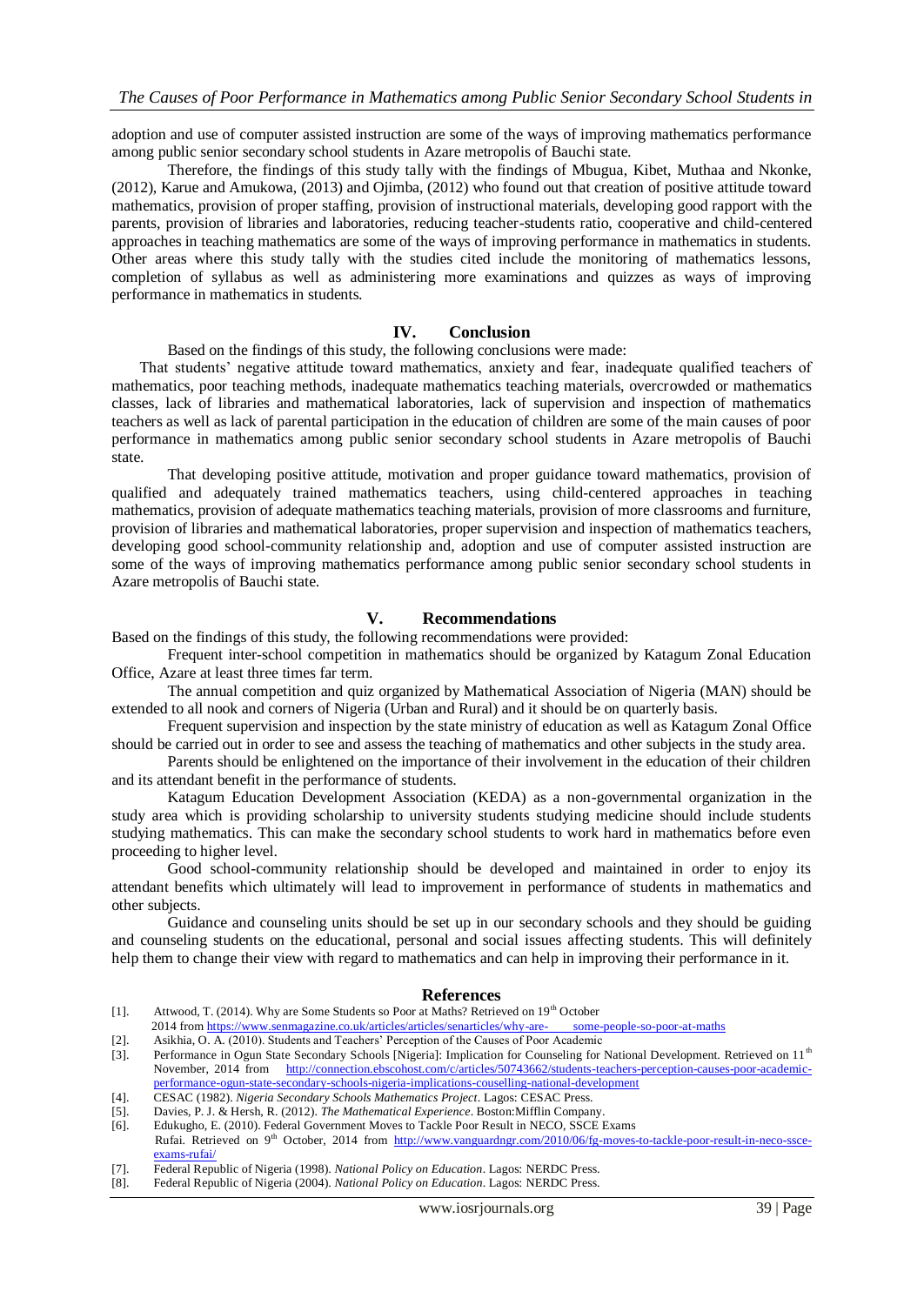adoption and use of computer assisted instruction are some of the ways of improving mathematics performance among public senior secondary school students in Azare metropolis of Bauchi state.

Therefore, the findings of this study tally with the findings of Mbugua, Kibet, Muthaa and Nkonke, (2012), Karue and Amukowa, (2013) and Ojimba, (2012) who found out that creation of positive attitude toward mathematics, provision of proper staffing, provision of instructional materials, developing good rapport with the parents, provision of libraries and laboratories, reducing teacher-students ratio, cooperative and child-centered approaches in teaching mathematics are some of the ways of improving performance in mathematics in students. Other areas where this study tally with the studies cited include the monitoring of mathematics lessons, completion of syllabus as well as administering more examinations and quizzes as ways of improving performance in mathematics in students.

## IV. Conclusion

Based on the findings of this study, the following conclusions were made:

That students' negative attitude toward mathematics, anxiety and fear, inadequate qualified teachers of mathematics, poor teaching methods, inadequate mathematics teaching materials, overcrowded or mathematics classes, lack of libraries and mathematical laboratories, lack of supervision and inspection of mathematics teachers as well as lack of parental participation in the education of children are some of the main causes of poor performance in mathematics among public senior secondary school students in Azare metropolis of Bauchi state.

That developing positive attitude, motivation and proper guidance toward mathematics, provision of qualified and adequately trained mathematics teachers, using child-centered approaches in teaching mathematics, provision of adequate mathematics teaching materials, provision of more classrooms and furniture, provision of libraries and mathematical laboratories, proper supervision and inspection of mathematics teachers, developing good school-community relationship and, adoption and use of computer assisted instruction are some of the ways of improving mathematics performance among public senior secondary school students in Azare metropolis of Bauchi state.

## V. Recommendations

Based on the findings of this study, the following recommendations were provided:

Frequent inter-school competition in mathematics should be organized by Katagum Zonal Education Office, Azare at least three times far term.

The annual competition and quiz organized by Mathematical Association of Nigeria (MAN) should be extended to all nook and corners of Nigeria (Urban and Rural) and it should be on quarterly basis.

Frequent supervision and inspection by the state ministry of education as well as Katagum Zonal Office should be carried out in order to see and assess the teaching of mathematics and other subjects in the study area.

Parents should be enlightened on the importance of their involvement in the education of their children and its attendant benefit in the performance of students.

Katagum Education Development Association (KEDA) as a non-governmental organization in the study area which is providing scholarship to university students studying medicine should include students studying mathematics. This can make the secondary school students to work hard in mathematics before even proceeding to higher level.

Good school-community relationship should be developed and maintained in order to enjoy its attendant benefits which ultimately will lead to improvement in performance of students in mathematics and other subjects.

Guidance and counseling units should be set up in our secondary schools and they should be guiding and counseling students on the educational, personal and social issues affecting students. This will definitely help them to change their view with regard to mathematics and can help in improving their performance in it.

## References

[1]. Attwood, T. (2014). Why are Some Students so Poor at Maths? Retrieved on 19th October 2014 from https://www.senmagazine.co.uk/articles/articles/senarticles/why-are- some-people-so-poor-at-maths

[2]. Asikhia, O. A. (2010). Students and Teachers' Perception of the Causes of Poor Academic

[3]. Performance in Ogun State Secondary Schools [Nigeria]: Implication for Counseling for National Development. Retrieved on 11th November, 2014 from http://connection.ebscohost.com/c/articles/50743662/students-teachers-perception-causes-poor-academic-performance-ogun-state-secondary-schools-nigeria-implications-couselling-national-development

[4]. CESAC (1982). *Nigeria Secondary Schools Mathematics Project*. Lagos: CESAC Press.

[5]. Davies, P. J. & Hersh, R. (2012). *The Mathematical Experience*. Boston:Mifflin Company.

[6]. Edukugho, E. (2010). Federal Government Moves to Tackle Poor Result in NECO, SSCE Exams Rufai. Retrieved on 9th October, 2014 from http://www.vanguardngr.com/2010/06/fg-moves-to-tackle-poor-result-in-neco-ssce-exams-rufai/

[7]. Federal Republic of Nigeria (1998). *National Policy on Education*. Lagos: NERDC Press.

[8]. Federal Republic of Nigeria (2004). *National Policy on Education*. Lagos: NERDC Press.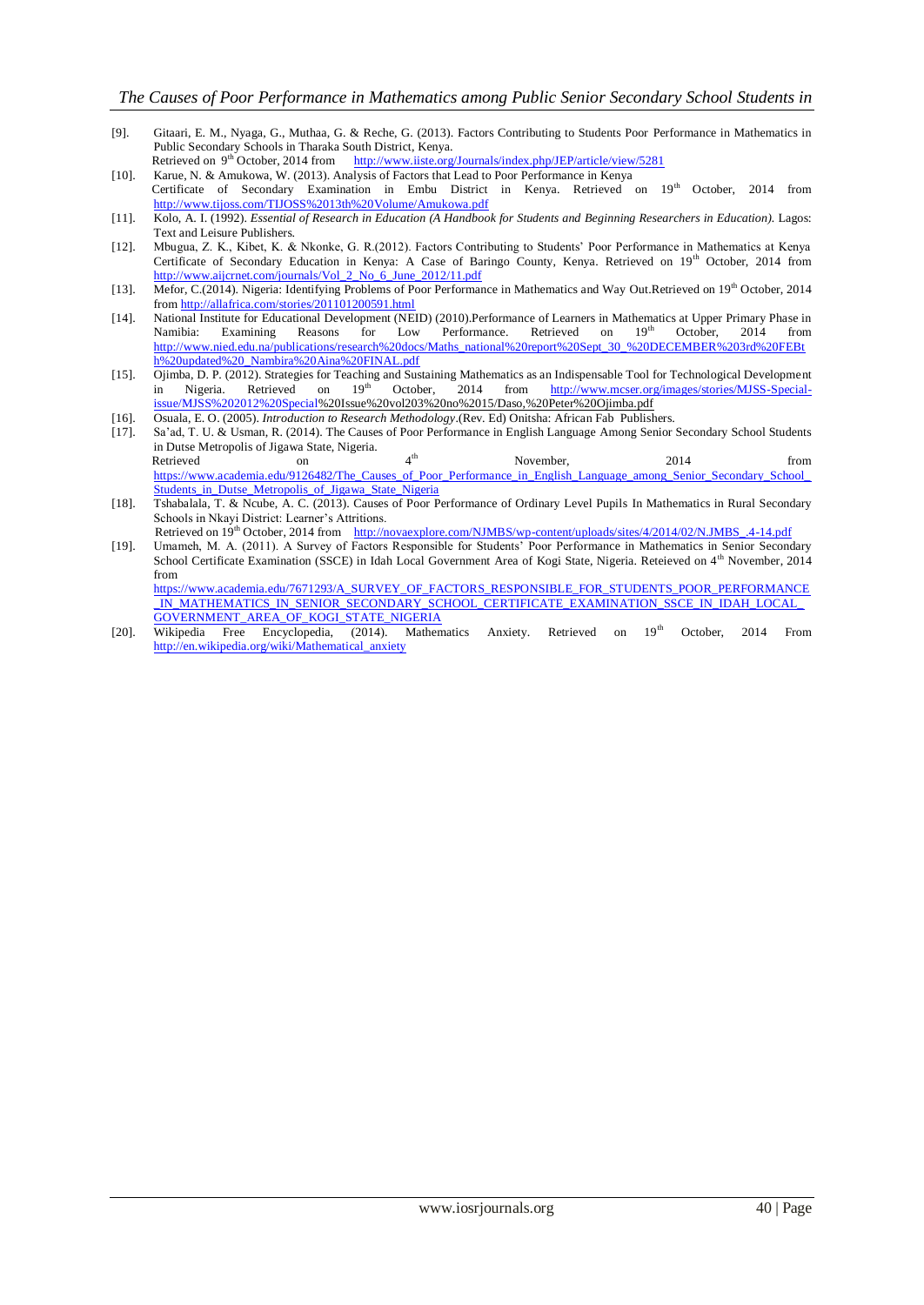[9]. Gitaari, E. M., Nyaga, G., Muthaa, G. & Reche, G. (2013). Factors Contributing to Students Poor Performance in Mathematics in Public Secondary Schools in Tharaka South District, Kenya. Retrieved on 9th October, 2014 from http://www.iiste.org/Journals/index.php/JEP/article/view/5281

[10]. Karue, N. & Amukowa, W. (2013). Analysis of Factors that Lead to Poor Performance in Kenya Certificate of Secondary Examination in Embu District in Kenya. Retrieved on 19th October, 2014 from http://www.tijoss.com/TIJOSS%2013th%20Volume/Amukowa.pdf

[11]. Kolo, A. I. (1992). *Essential of Research in Education (A Handbook for Students and Beginning Researchers in Education)*. Lagos: Text and Leisure Publishers.

[12]. Mbugua, Z. K., Kibet, K. & Nkonke, G. R.(2012). Factors Contributing to Students' Poor Performance in Mathematics at Kenya Certificate of Secondary Education in Kenya: A Case of Baringo County, Kenya. Retrieved on 19th October, 2014 from http://www.aijcrnet.com/journals/Vol_2_No_6_June_2012/11.pdf

[13]. Mefor, C.(2014). Nigeria: Identifying Problems of Poor Performance in Mathematics and Way Out.Retrieved on 19th October, 2014 from http://allafrica.com/stories/201101200591.html

[14]. National Institute for Educational Development (NEID) (2010).Performance of Learners in Mathematics at Upper Primary Phase in Namibia: Examining Reasons for Low Performance. Retrieved on 19th October, 2014 from http://www.nied.edu.na/publications/research%20docs/Maths_national%20report%20Sept_30_%20DECEMBER%203rd%20FEBth%20updated%20_Nambira%20Aina%20FINAL.pdf

[15]. Ojimba, D. P. (2012). Strategies for Teaching and Sustaining Mathematics as an Indispensable Tool for Technological Development in Nigeria. Retrieved on 19th October, 2014 from http://www.mcser.org/images/stories/MJSS-Special-issue/MJSS%202012%20Special%20Issue%20vol203%20no%2015/Daso,%20Peter%20Ojimba.pdf

[16]. Osuala, E. O. (2005). *Introduction to Research Methodology*.(Rev. Ed) Onitsha: African Fab Publishers.

[17]. Sa'ad, T. U. & Usman, R. (2014). The Causes of Poor Performance in English Language Among Senior Secondary School Students in Dutse Metropolis of Jigawa State, Nigeria. Retrieved on 4th November, 2014 from https://www.academia.edu/9126482/The_Causes_of_Poor_Performance_in_English_Language_among_Senior_Secondary_School_Students_in_Dutse_Metropolis_of_Jigawa_State_Nigeria

[18]. Tshabalala, T. & Ncube, A. C. (2013). Causes of Poor Performance of Ordinary Level Pupils In Mathematics in Rural Secondary Schools in Nkayi District: Learner's Attritions. Retrieved on 19th October, 2014 from http://novaexplore.com/NJMBS/wp-content/uploads/sites/4/2014/02/N.JMBS_.4-14.pdf

[19]. Umameh, M. A. (2011). A Survey of Factors Responsible for Students' Poor Performance in Mathematics in Senior Secondary School Certificate Examination (SSCE) in Idah Local Government Area of Kogi State, Nigeria. Reteieved on 4th November, 2014 from https://www.academia.edu/7671293/A_SURVEY_OF_FACTORS_RESPONSIBLE_FOR_STUDENTS_POOR_PERFORMANCE_IN_MATHEMATICS_IN_SENIOR_SECONDARY_SCHOOL_CERTIFICATE_EXAMINATION_SSCE_IN_IDAH_LOCAL_GOVERNMENT_AREA_OF_KOGI_STATE_NIGERIA

[20]. Wikipedia Free Encyclopedia, (2014). Mathematics Anxiety. Retrieved on 19th October, 2014 From http://en.wikipedia.org/wiki/Mathematical_anxiety